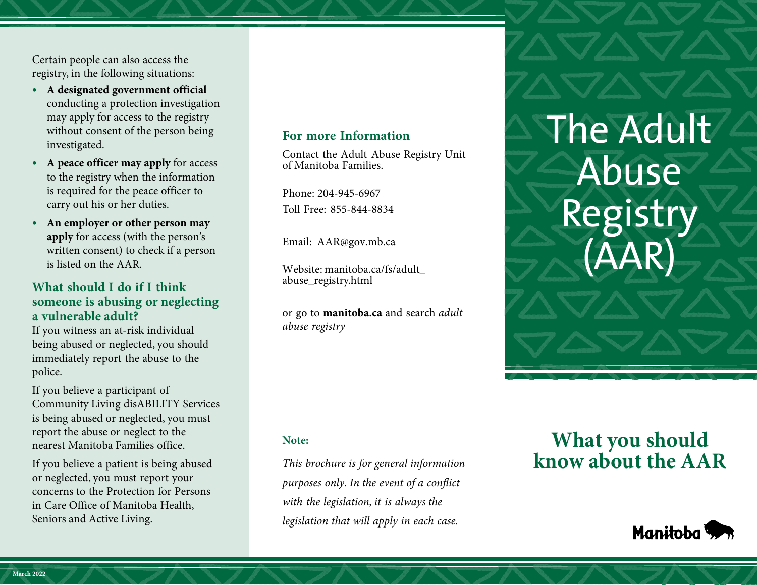Certain people can also access the registry, in the following situations:

- **A designated government official** conducting a protection investigation may apply for access to the registry without consent of the person being investigated.
- **A peace officer may apply** for access to the registry when the information is required for the peace officer to carry out his or her duties.
- **An employer or other person may apply** for access (with the person's written consent) to check if a person is listed on the AAR.

## What should I do if I think someone is abusing or neglecting a vulnerable adult?

If you witness an at-risk individual being abused or neglected, you should immediately report the abuse to the police.

If you believe a participant of Community Living disABILITY Services is being abused or neglected, you must report the abuse or neglect to the nearest Manitoba Families office.

If you believe a patient is being abused or neglected, you must report your concerns to the Protection for Persons in Care Office of Manitoba Health, Seniors and Active Living.

## For more Information

Contact the Adult Abuse Registry Unit of Manitoba Families.

Phone: 204-945-6967

Toll Free: 855-844-8834

Email: AAR@gov.mb.ca

Website: manitoba.ca/fs/adult_abuse_registry.html

or go to **manitoba.ca** and search *adult abuse registry*

**Note:**

*This brochure is for general information purposes only. In the event of a conflict with the legislation, it is always the legislation that will apply in each case.*

# The Adult Abuse Registry (AAR)

## What you should know about the AAR

Manitoba

March 2022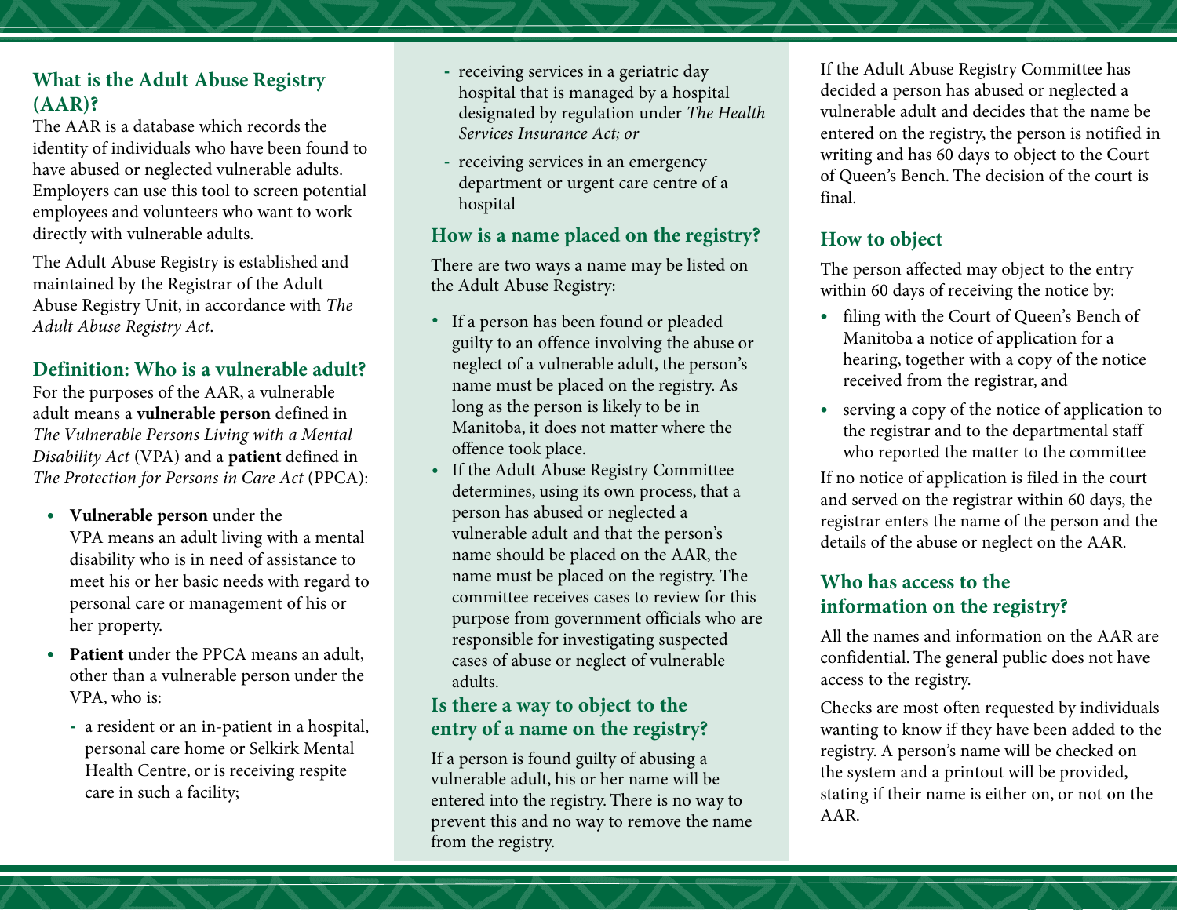## What is the Adult Abuse Registry (AAR)?

The AAR is a database which records the identity of individuals who have been found to have abused or neglected vulnerable adults. Employers can use this tool to screen potential employees and volunteers who want to work directly with vulnerable adults.

The Adult Abuse Registry is established and maintained by the Registrar of the Adult Abuse Registry Unit, in accordance with *The Adult Abuse Registry Act*.

## Definition: Who is a vulnerable adult?

For the purposes of the AAR, a vulnerable adult means a **vulnerable person** defined in *The Vulnerable Persons Living with a Mental Disability Act* (VPA) and a **patient** defined in *The Protection for Persons in Care Act* (PPCA):

- **Vulnerable person** under the VPA means an adult living with a mental disability who is in need of assistance to meet his or her basic needs with regard to personal care or management of his or her property.
- **Patient** under the PPCA means an adult, other than a vulnerable person under the VPA, who is:
  - a resident or an in-patient in a hospital, personal care home or Selkirk Mental Health Centre, or is receiving respite care in such a facility;
  - receiving services in a geriatric day hospital that is managed by a hospital designated by regulation under *The Health Services Insurance Act; or*
  - receiving services in an emergency department or urgent care centre of a hospital

## How is a name placed on the registry?

There are two ways a name may be listed on the Adult Abuse Registry:

- If a person has been found or pleaded guilty to an offence involving the abuse or neglect of a vulnerable adult, the person's name must be placed on the registry. As long as the person is likely to be in Manitoba, it does not matter where the offence took place.
- If the Adult Abuse Registry Committee determines, using its own process, that a person has abused or neglected a vulnerable adult and that the person's name should be placed on the AAR, the name must be placed on the registry. The committee receives cases to review for this purpose from government officials who are responsible for investigating suspected cases of abuse or neglect of vulnerable adults.

## Is there a way to object to the entry of a name on the registry?

If a person is found guilty of abusing a vulnerable adult, his or her name will be entered into the registry. There is no way to prevent this and no way to remove the name from the registry.

If the Adult Abuse Registry Committee has decided a person has abused or neglected a vulnerable adult and decides that the name be entered on the registry, the person is notified in writing and has 60 days to object to the Court of Queen's Bench. The decision of the court is final.

## How to object

The person affected may object to the entry within 60 days of receiving the notice by:

- filing with the Court of Queen's Bench of Manitoba a notice of application for a hearing, together with a copy of the notice received from the registrar, and
- serving a copy of the notice of application to the registrar and to the departmental staff who reported the matter to the committee

If no notice of application is filed in the court and served on the registrar within 60 days, the registrar enters the name of the person and the details of the abuse or neglect on the AAR.

## Who has access to the information on the registry?

All the names and information on the AAR are confidential. The general public does not have access to the registry.

Checks are most often requested by individuals wanting to know if they have been added to the registry. A person's name will be checked on the system and a printout will be provided, stating if their name is either on, or not on the AAR.